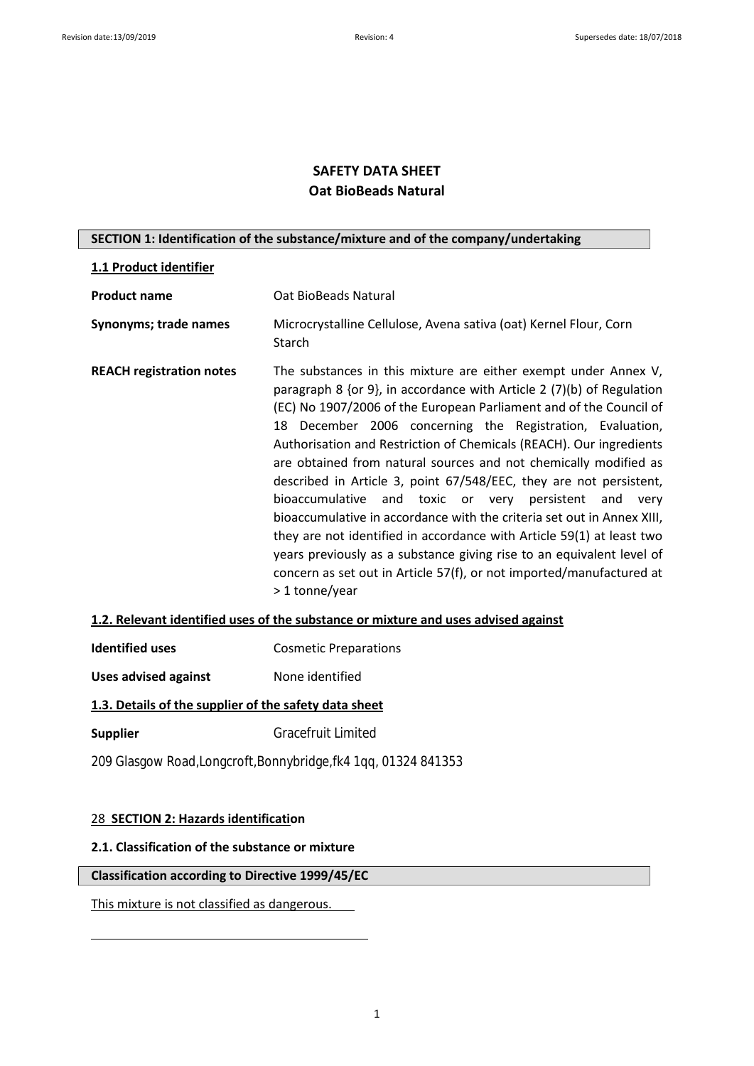# SAFETY DATA SHEET
## Oat BioBeads Natural

### SECTION 1: Identification of the substance/mixture and of the company/undertaking

#### 1.1 Product identifier

**Product name** Oat BioBeads Natural

**Synonyms; trade names** Microcrystalline Cellulose, Avena sativa (oat) Kernel Flour, Corn Starch

**REACH registration notes** The substances in this mixture are either exempt under Annex V, paragraph 8 {or 9}, in accordance with Article 2 (7)(b) of Regulation (EC) No 1907/2006 of the European Parliament and of the Council of 18 December 2006 concerning the Registration, Evaluation, Authorisation and Restriction of Chemicals (REACH). Our ingredients are obtained from natural sources and not chemically modified as described in Article 3, point 67/548/EEC, they are not persistent, bioaccumulative and toxic or very persistent and very bioaccumulative in accordance with the criteria set out in Annex XIII, they are not identified in accordance with Article 59(1) at least two years previously as a substance giving rise to an equivalent level of concern as set out in Article 57(f), or not imported/manufactured at > 1 tonne/year

#### 1.2. Relevant identified uses of the substance or mixture and uses advised against

**Identified uses** Cosmetic Preparations

**Uses advised against** None identified

#### 1.3. Details of the supplier of the safety data sheet

**Supplier** Gracefruit Limited

209 Glasgow Road,Longcroft,Bonnybridge,fk4 1qq, 01324 841353

### 28 SECTION 2: Hazards identification

#### 2.1. Classification of the substance or mixture

**Classification according to Directive 1999/45/EC**

This mixture is not classified as dangerous.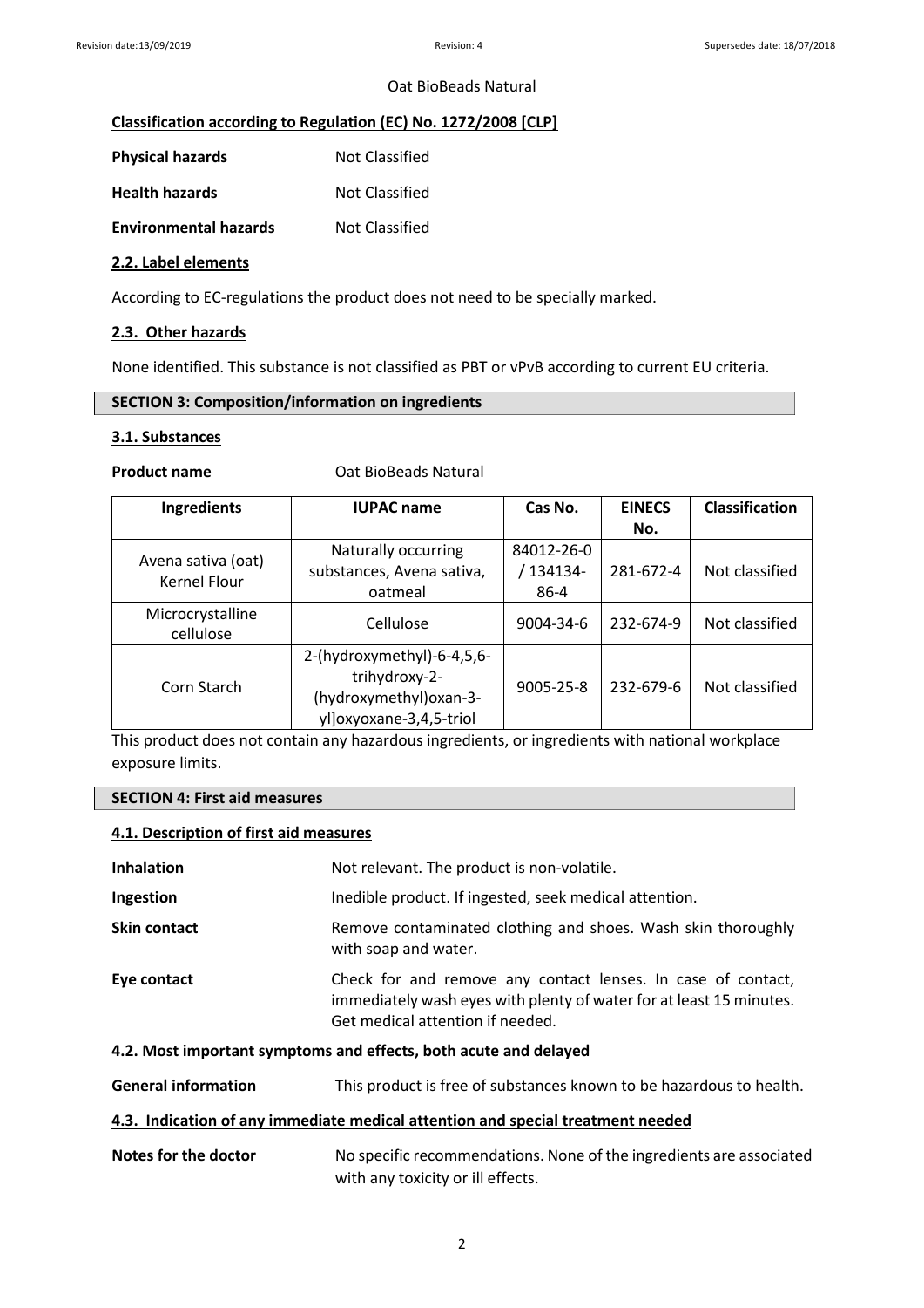Oat BioBeads Natural

**Classification according to Regulation (EC) No. 1272/2008 [CLP]**

**Physical hazards** Not Classified

**Health hazards** Not Classified

**Environmental hazards** Not Classified

### 2.2. Label elements

According to EC-regulations the product does not need to be specially marked.

### 2.3. Other hazards

None identified. This substance is not classified as PBT or vPvB according to current EU criteria.

## SECTION 3: Composition/information on ingredients

### 3.1. Substances

**Product name** Oat BioBeads Natural

| Ingredients | IUPAC name | Cas No. | EINECS No. | Classification |
|---|---|---|---|---|
| Avena sativa (oat) Kernel Flour | Naturally occurring substances, Avena sativa, oatmeal | 84012-26-0 / 134134-86-4 | 281-672-4 | Not classified |
| Microcrystalline cellulose | Cellulose | 9004-34-6 | 232-674-9 | Not classified |
| Corn Starch | 2-(hydroxymethyl)-6-4,5,6-trihydroxy-2-(hydroxymethyl)oxan-3-yl]oxyoxane-3,4,5-triol | 9005-25-8 | 232-679-6 | Not classified |

This product does not contain any hazardous ingredients, or ingredients with national workplace exposure limits.

## SECTION 4: First aid measures

### 4.1. Description of first aid measures

**Inhalation** Not relevant. The product is non-volatile.

**Ingestion** Inedible product. If ingested, seek medical attention.

**Skin contact** Remove contaminated clothing and shoes. Wash skin thoroughly with soap and water.

**Eye contact** Check for and remove any contact lenses. In case of contact, immediately wash eyes with plenty of water for at least 15 minutes. Get medical attention if needed.

### 4.2. Most important symptoms and effects, both acute and delayed

**General information** This product is free of substances known to be hazardous to health.

### 4.3. Indication of any immediate medical attention and special treatment needed

**Notes for the doctor** No specific recommendations. None of the ingredients are associated with any toxicity or ill effects.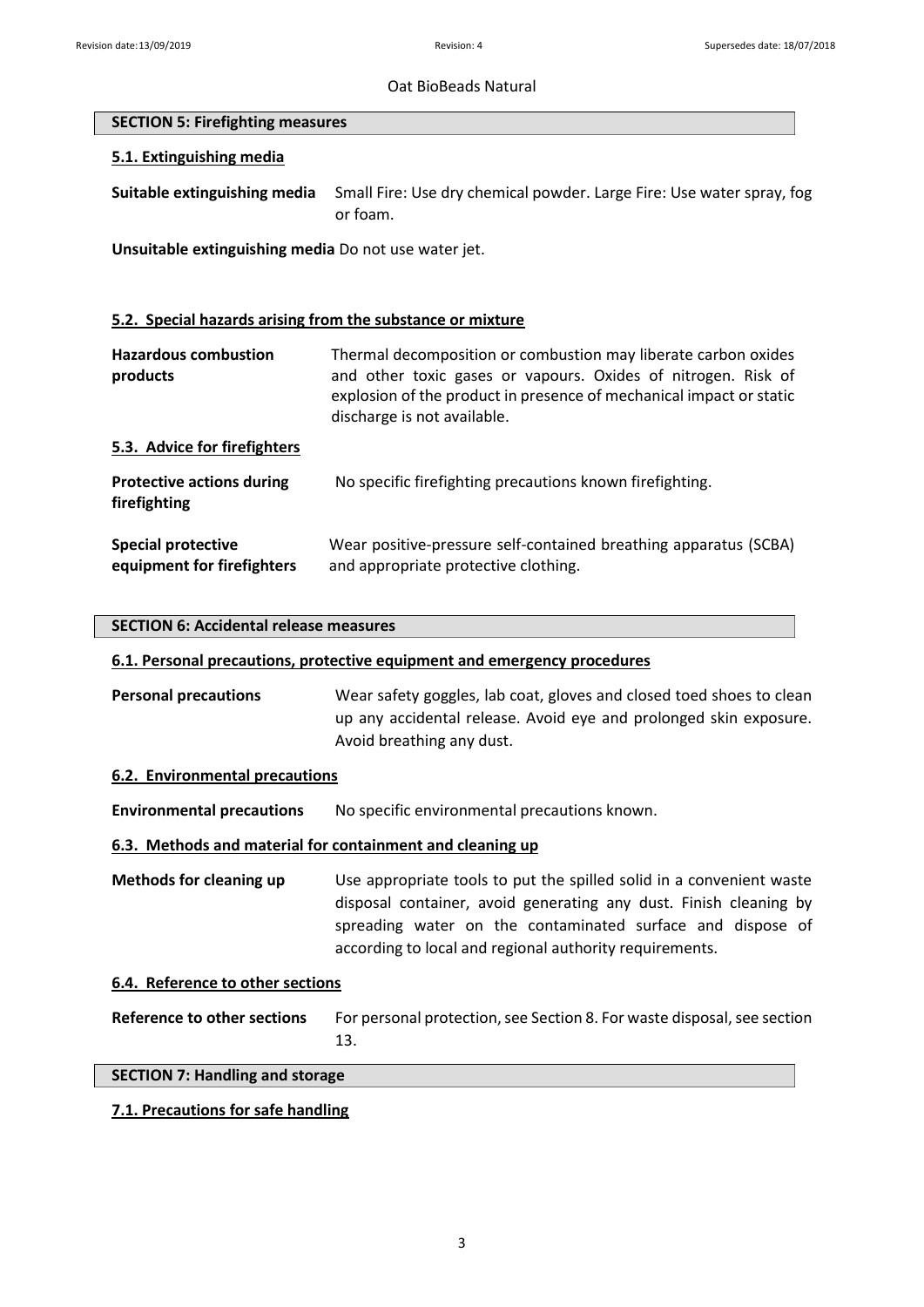## SECTION 5: Firefighting measures

### 5.1. Extinguishing media

**Suitable extinguishing media** Small Fire: Use dry chemical powder. Large Fire: Use water spray, fog or foam.

**Unsuitable extinguishing media** Do not use water jet.

### 5.2. Special hazards arising from the substance or mixture

**Hazardous combustion products** Thermal decomposition or combustion may liberate carbon oxides and other toxic gases or vapours. Oxides of nitrogen. Risk of explosion of the product in presence of mechanical impact or static discharge is not available.

### 5.3. Advice for firefighters

**Protective actions during firefighting** No specific firefighting precautions known firefighting.

**Special protective equipment for firefighters** Wear positive-pressure self-contained breathing apparatus (SCBA) and appropriate protective clothing.

## SECTION 6: Accidental release measures

### 6.1. Personal precautions, protective equipment and emergency procedures

**Personal precautions** Wear safety goggles, lab coat, gloves and closed toed shoes to clean up any accidental release. Avoid eye and prolonged skin exposure. Avoid breathing any dust.

### 6.2. Environmental precautions

**Environmental precautions** No specific environmental precautions known.

### 6.3. Methods and material for containment and cleaning up

**Methods for cleaning up** Use appropriate tools to put the spilled solid in a convenient waste disposal container, avoid generating any dust. Finish cleaning by spreading water on the contaminated surface and dispose of according to local and regional authority requirements.

### 6.4. Reference to other sections

**Reference to other sections** For personal protection, see Section 8. For waste disposal, see section 13.

## SECTION 7: Handling and storage

### 7.1. Precautions for safe handling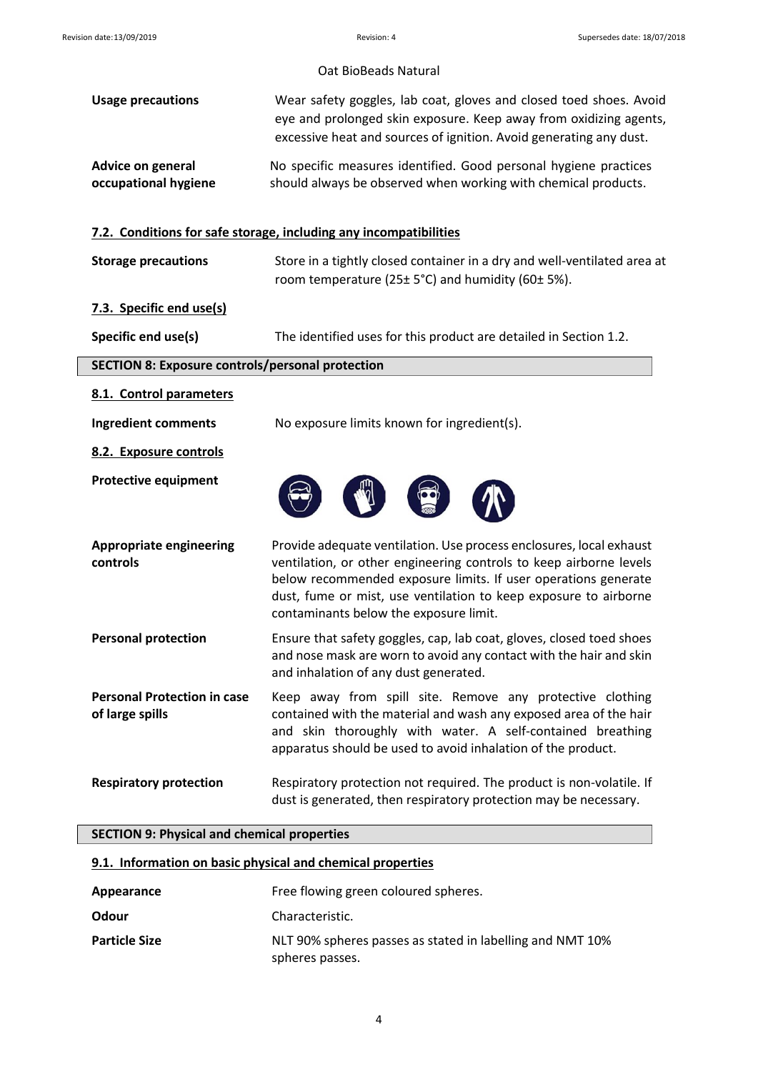Oat BioBeads Natural

| | |
|---|---|
| **Usage precautions** | Wear safety goggles, lab coat, gloves and closed toed shoes. Avoid eye and prolonged skin exposure. Keep away from oxidizing agents, excessive heat and sources of ignition. Avoid generating any dust. |
| **Advice on general occupational hygiene** | No specific measures identified. Good personal hygiene practices should always be observed when working with chemical products. |

### 7.2. Conditions for safe storage, including any incompatibilities

| | |
|---|---|
| **Storage precautions** | Store in a tightly closed container in a dry and well-ventilated area at room temperature (25± 5°C) and humidity (60± 5%). |

### 7.3. Specific end use(s)

| | |
|---|---|
| **Specific end use(s)** | The identified uses for this product are detailed in Section 1.2. |

## SECTION 8: Exposure controls/personal protection

### 8.1. Control parameters

| | |
|---|---|
| **Ingredient comments** | No exposure limits known for ingredient(s). |

### 8.2. Exposure controls

**Protective equipment**

| | |
|---|---|
| **Appropriate engineering controls** | Provide adequate ventilation. Use process enclosures, local exhaust ventilation, or other engineering controls to keep airborne levels below recommended exposure limits. If user operations generate dust, fume or mist, use ventilation to keep exposure to airborne contaminants below the exposure limit. |
| **Personal protection** | Ensure that safety goggles, cap, lab coat, gloves, closed toed shoes and nose mask are worn to avoid any contact with the hair and skin and inhalation of any dust generated. |
| **Personal Protection in case of large spills** | Keep away from spill site. Remove any protective clothing contained with the material and wash any exposed area of the hair and skin thoroughly with water. A self-contained breathing apparatus should be used to avoid inhalation of the product. |
| **Respiratory protection** | Respiratory protection not required. The product is non-volatile. If dust is generated, then respiratory protection may be necessary. |

## SECTION 9: Physical and chemical properties

### 9.1. Information on basic physical and chemical properties

| | |
|---|---|
| **Appearance** | Free flowing green coloured spheres. |
| **Odour** | Characteristic. |
| **Particle Size** | NLT 90% spheres passes as stated in labelling and NMT 10% spheres passes. |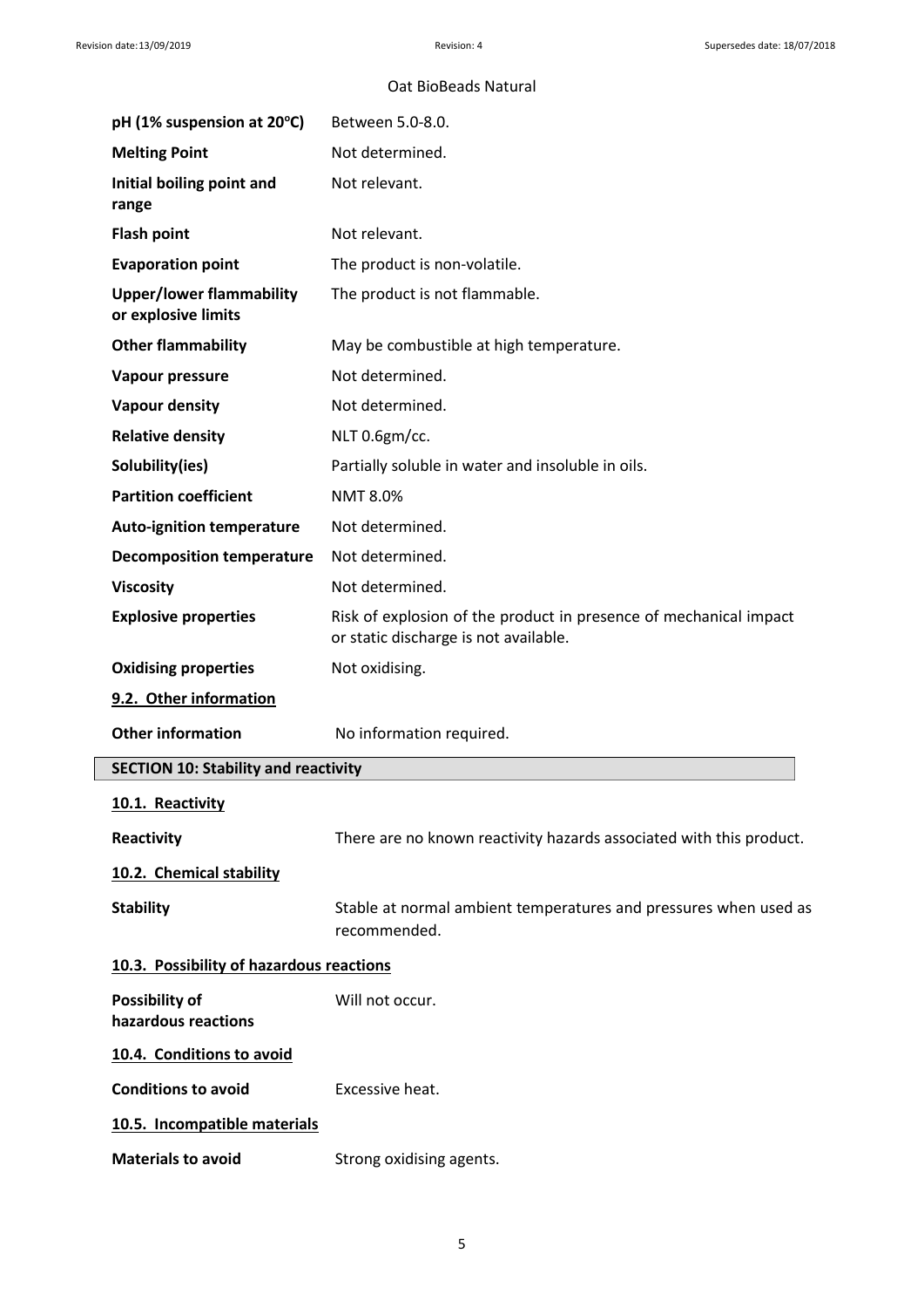| | |
|---|---|
| **pH (1% suspension at 20ºC)** | Between 5.0-8.0. |
| **Melting Point** | Not determined. |
| **Initial boiling point and range** | Not relevant. |
| **Flash point** | Not relevant. |
| **Evaporation point** | The product is non-volatile. |
| **Upper/lower flammability or explosive limits** | The product is not flammable. |
| **Other flammability** | May be combustible at high temperature. |
| **Vapour pressure** | Not determined. |
| **Vapour density** | Not determined. |
| **Relative density** | NLT 0.6gm/cc. |
| **Solubility(ies)** | Partially soluble in water and insoluble in oils. |
| **Partition coefficient** | NMT 8.0% |
| **Auto-ignition temperature** | Not determined. |
| **Decomposition temperature** | Not determined. |
| **Viscosity** | Not determined. |
| **Explosive properties** | Risk of explosion of the product in presence of mechanical impact or static discharge is not available. |
| **Oxidising properties** | Not oxidising. |

**9.2. Other information**

**Other information** No information required.

## SECTION 10: Stability and reactivity

**10.1. Reactivity**

**Reactivity** There are no known reactivity hazards associated with this product.

**10.2. Chemical stability**

**Stability** Stable at normal ambient temperatures and pressures when used as recommended.

**10.3. Possibility of hazardous reactions**

**Possibility of hazardous reactions** Will not occur.

**10.4. Conditions to avoid**

**Conditions to avoid** Excessive heat.

**10.5. Incompatible materials**

**Materials to avoid** Strong oxidising agents.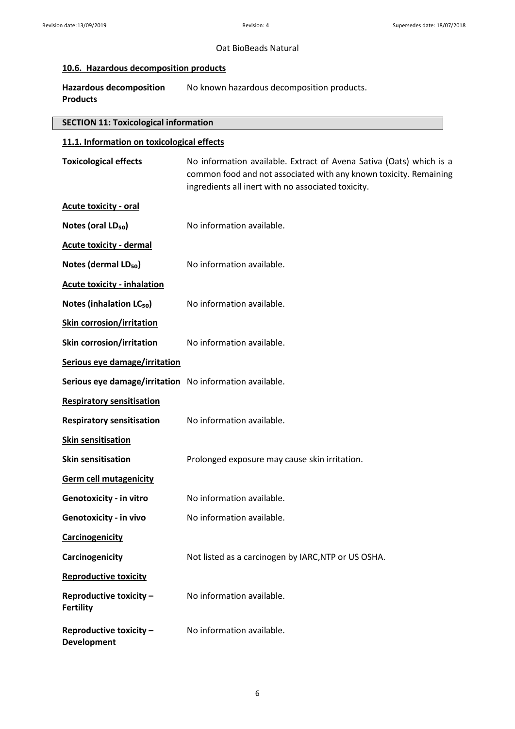Oat BioBeads Natural

### 10.6. Hazardous decomposition products

| | |
|---|---|
| **Hazardous decomposition Products** | No known hazardous decomposition products. |

## SECTION 11: Toxicological information

### 11.1. Information on toxicological effects

| | |
|---|---|
| **Toxicological effects** | No information available. Extract of Avena Sativa (Oats) which is a common food and not associated with any known toxicity. Remaining ingredients all inert with no associated toxicity. |

**Acute toxicity - oral**

| | |
|---|---|
| **Notes (oral $LD_{50}$)** | No information available. |

**Acute toxicity - dermal**

| | |
|---|---|
| **Notes (dermal $LD_{50}$)** | No information available. |

**Acute toxicity - inhalation**

| | |
|---|---|
| **Notes (inhalation $LC_{50}$)** | No information available. |

**Skin corrosion/irritation**

| | |
|---|---|
| **Skin corrosion/irritation** | No information available. |

**Serious eye damage/irritation**

| | |
|---|---|
| **Serious eye damage/irritation** | No information available. |

**Respiratory sensitisation**

| | |
|---|---|
| **Respiratory sensitisation** | No information available. |

**Skin sensitisation**

| | |
|---|---|
| **Skin sensitisation** | Prolonged exposure may cause skin irritation. |

**Germ cell mutagenicity**

| | |
|---|---|
| **Genotoxicity - in vitro** | No information available. |
| **Genotoxicity - in vivo** | No information available. |

**Carcinogenicity**

| | |
|---|---|
| **Carcinogenicity** | Not listed as a carcinogen by IARC,NTP or US OSHA. |

**Reproductive toxicity**

| | |
|---|---|
| **Reproductive toxicity – Fertility** | No information available. |
| **Reproductive toxicity – Development** | No information available. |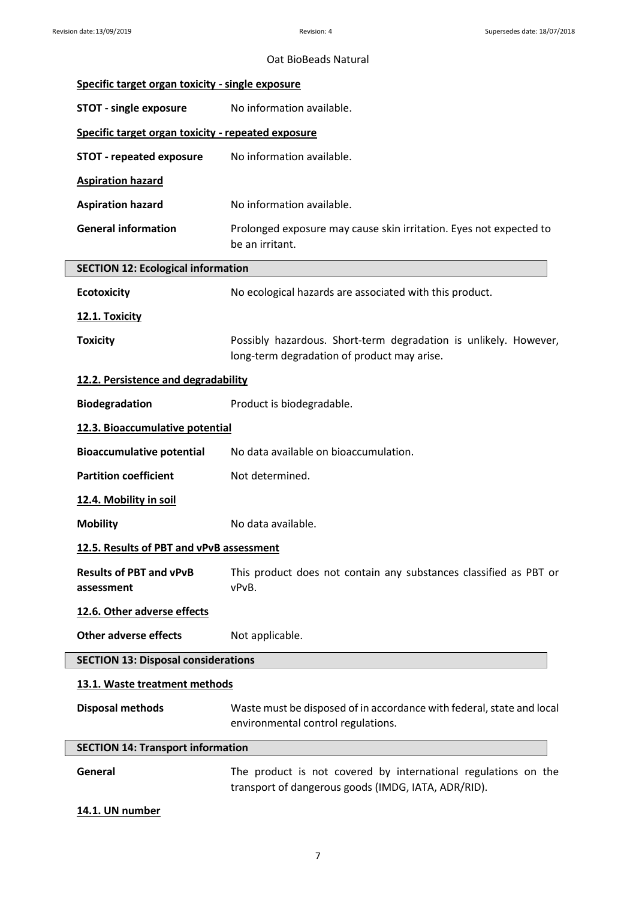#### Specific target organ toxicity - single exposure

**STOT - single exposure** No information available.

#### Specific target organ toxicity - repeated exposure

**STOT - repeated exposure** No information available.

#### Aspiration hazard

**Aspiration hazard** No information available.

**General information** Prolonged exposure may cause skin irritation. Eyes not expected to be an irritant.

## SECTION 12: Ecological information

**Ecotoxicity** No ecological hazards are associated with this product.

#### 12.1. Toxicity

**Toxicity** Possibly hazardous. Short-term degradation is unlikely. However, long-term degradation of product may arise.

#### 12.2. Persistence and degradability

**Biodegradation** Product is biodegradable.

#### 12.3. Bioaccumulative potential

**Bioaccumulative potential** No data available on bioaccumulation.

**Partition coefficient** Not determined.

#### 12.4. Mobility in soil

**Mobility** No data available.

#### 12.5. Results of PBT and vPvB assessment

**Results of PBT and vPvB assessment** This product does not contain any substances classified as PBT or vPvB.

#### 12.6. Other adverse effects

**Other adverse effects** Not applicable.

## SECTION 13: Disposal considerations

#### 13.1. Waste treatment methods

**Disposal methods** Waste must be disposed of in accordance with federal, state and local environmental control regulations.

## SECTION 14: Transport information

**General** The product is not covered by international regulations on the transport of dangerous goods (IMDG, IATA, ADR/RID).

#### 14.1. UN number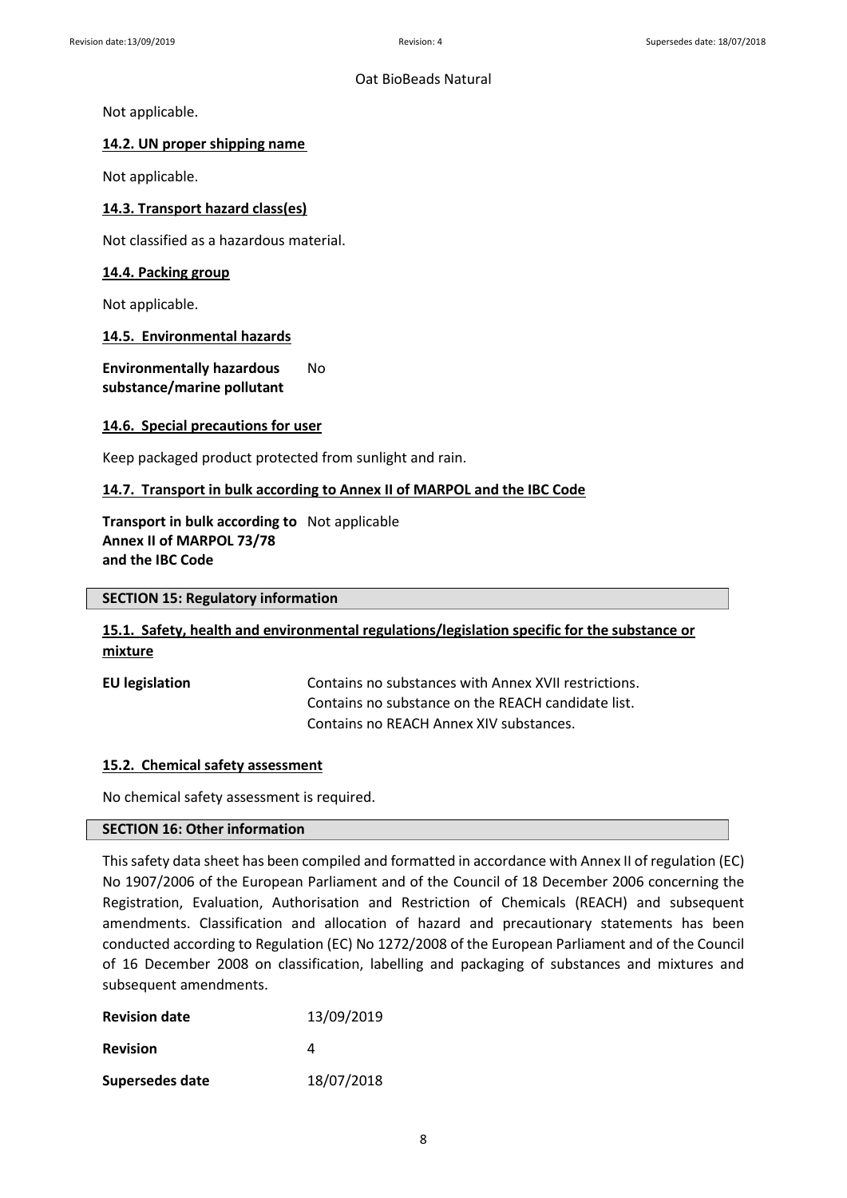Not applicable.

### 14.2. UN proper shipping name

Not applicable.

### 14.3. Transport hazard class(es)

Not classified as a hazardous material.

### 14.4. Packing group

Not applicable.

### 14.5. Environmental hazards

| | |
|---|---|
| **Environmentally hazardous substance/marine pollutant** | No |

### 14.6. Special precautions for user

Keep packaged product protected from sunlight and rain.

### 14.7. Transport in bulk according to Annex II of MARPOL and the IBC Code

| | |
|---|---|
| **Transport in bulk according to Annex II of MARPOL 73/78 and the IBC Code** | Not applicable |

## SECTION 15: Regulatory information

### 15.1. Safety, health and environmental regulations/legislation specific for the substance or mixture

| | |
|---|---|
| **EU legislation** | Contains no substances with Annex XVII restrictions.<br>Contains no substance on the REACH candidate list.<br>Contains no REACH Annex XIV substances. |

### 15.2. Chemical safety assessment

No chemical safety assessment is required.

## SECTION 16: Other information

This safety data sheet has been compiled and formatted in accordance with Annex II of regulation (EC) No 1907/2006 of the European Parliament and of the Council of 18 December 2006 concerning the Registration, Evaluation, Authorisation and Restriction of Chemicals (REACH) and subsequent amendments. Classification and allocation of hazard and precautionary statements has been conducted according to Regulation (EC) No 1272/2008 of the European Parliament and of the Council of 16 December 2008 on classification, labelling and packaging of substances and mixtures and subsequent amendments.

| | |
|---|---|
| **Revision date** | 13/09/2019 |
| **Revision** | 4 |
| **Supersedes date** | 18/07/2018 |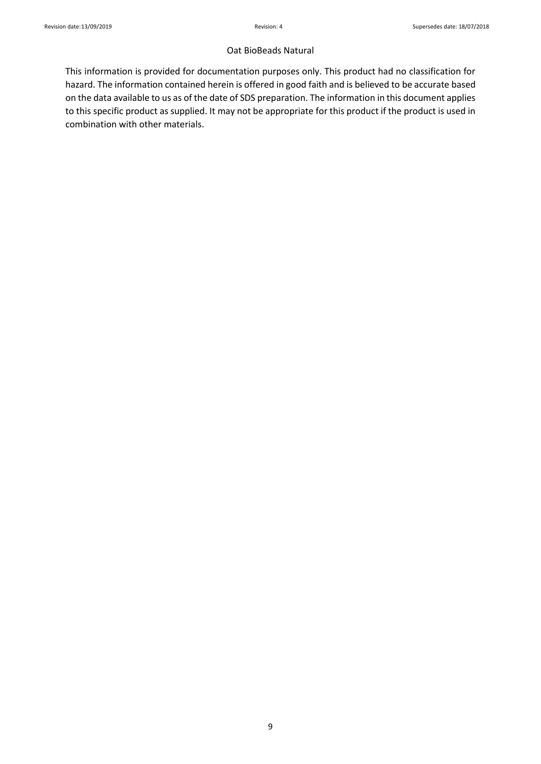This information is provided for documentation purposes only. This product had no classification for hazard. The information contained herein is offered in good faith and is believed to be accurate based on the data available to us as of the date of SDS preparation. The information in this document applies to this specific product as supplied. It may not be appropriate for this product if the product is used in combination with other materials.